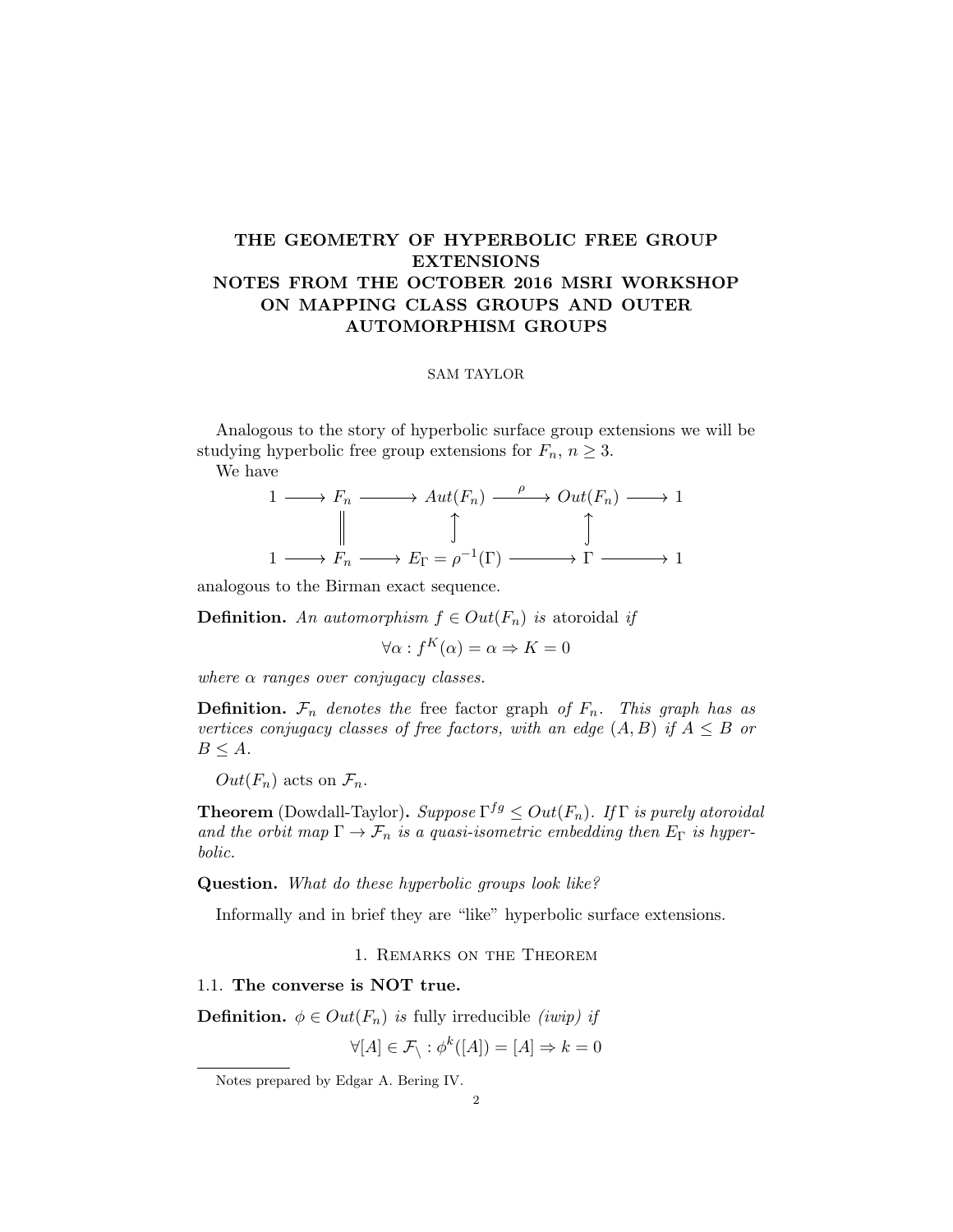# THE GEOMETRY OF HYPERBOLIC FREE GROUP EXTENSIONS
# NOTES FROM THE OCTOBER 2016 MSRI WORKSHOP ON MAPPING CLASS GROUPS AND OUTER AUTOMORPHISM GROUPS

SAM TAYLOR

Analogous to the story of hyperbolic surface group extensions we will be studying hyperbolic free group extensions for $F_n$, $n \geq 3$.

We have

$$\begin{array}{ccccccccc} 1 & \longrightarrow & F_n & \longrightarrow & Aut(F_n) & \xrightarrow{\rho} & Out(F_n) & \longrightarrow & 1 \\ & & \| & & \uparrow & & \uparrow & & \\ 1 & \longrightarrow & F_n & \longrightarrow & E_\Gamma = \rho^{-1}(\Gamma) & \longrightarrow & \Gamma & \longrightarrow & 1 \end{array}$$

analogous to the Birman exact sequence.

**Definition.** *An automorphism $f \in Out(F_n)$ is* atoroidal *if*

$$\forall \alpha : f^K(\alpha) = \alpha \Rightarrow K = 0$$

*where $\alpha$ ranges over conjugacy classes.*

**Definition.** *$\mathcal{F}_n$ denotes the* free factor graph *of $F_n$. This graph has as vertices conjugacy classes of free factors, with an edge $(A, B)$ if $A \leq B$ or $B \leq A$.*

$Out(F_n)$ acts on $\mathcal{F}_n$.

**Theorem** (Dowdall-Taylor)**.** *Suppose $\Gamma^{fg} \leq Out(F_n)$. If $\Gamma$ is purely atoroidal and the orbit map $\Gamma \to \mathcal{F}_n$ is a quasi-isometric embedding then $E_\Gamma$ is hyperbolic.*

**Question.** *What do these hyperbolic groups look like?*

Informally and in brief they are "like" hyperbolic surface extensions.

## 1. Remarks on the Theorem

### 1.1. The converse is NOT true.

**Definition.** *$\phi \in Out(F_n)$ is* fully irreducible *(iwip) if*

$$\forall [A] \in \mathcal{F}_\backslash : \phi^k([A]) = [A] \Rightarrow k = 0$$

Notes prepared by Edgar A. Bering IV.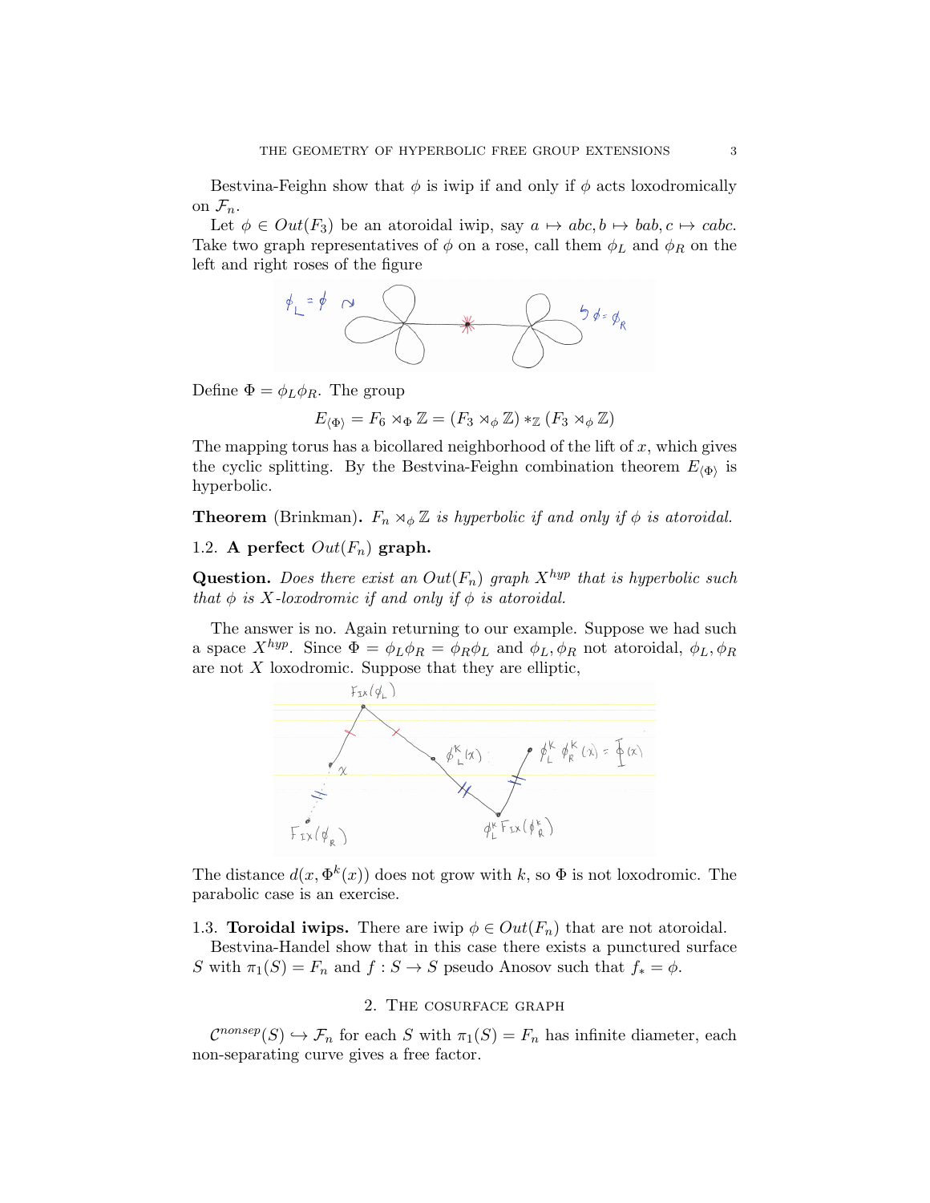Bestvina-Feighn show that $\phi$ is iwip if and only if $\phi$ acts loxodromically on $\mathcal{F}_n$.

Let $\phi \in Out(F_3)$ be an atoroidal iwip, say $a \mapsto abc, b \mapsto bab, c \mapsto cabc$. Take two graph representatives of $\phi$ on a rose, call them $\phi_L$ and $\phi_R$ on the left and right roses of the figure

Define $\Phi = \phi_L \phi_R$. The group

$$E_{\langle \Phi \rangle} = F_6 \rtimes_\Phi \mathbb{Z} = (F_3 \rtimes_\phi \mathbb{Z}) *_\mathbb{Z} (F_3 \rtimes_\phi \mathbb{Z})$$

The mapping torus has a bicollared neighborhood of the lift of $x$, which gives the cyclic splitting. By the Bestvina-Feighn combination theorem $E_{\langle \Phi \rangle}$ is hyperbolic.

**Theorem** (Brinkman)**.** *$F_n \rtimes_\phi \mathbb{Z}$ is hyperbolic if and only if $\phi$ is atoroidal.*

## 1.2. A perfect $Out(F_n)$ graph.

**Question.** *Does there exist an $Out(F_n)$ graph $X^{hyp}$ that is hyperbolic such that $\phi$ is $X$-loxodromic if and only if $\phi$ is atoroidal.*

The answer is no. Again returning to our example. Suppose we had such a space $X^{hyp}$. Since $\Phi = \phi_L \phi_R = \phi_R \phi_L$ and $\phi_L, \phi_R$ not atoroidal, $\phi_L, \phi_R$ are not $X$ loxodromic. Suppose that they are elliptic,

The distance $d(x, \Phi^k(x))$ does not grow with $k$, so $\Phi$ is not loxodromic. The parabolic case is an exercise.

## 1.3. Toroidal iwips.

There are iwip $\phi \in Out(F_n)$ that are not atoroidal.

Bestvina-Handel show that in this case there exists a punctured surface $S$ with $\pi_1(S) = F_n$ and $f : S \to S$ pseudo Anosov such that $f_* = \phi$.

# 2. The cosurface graph

$\mathcal{C}^{nonsep}(S) \hookrightarrow \mathcal{F}_n$ for each $S$ with $\pi_1(S) = F_n$ has infinite diameter, each non-separating curve gives a free factor.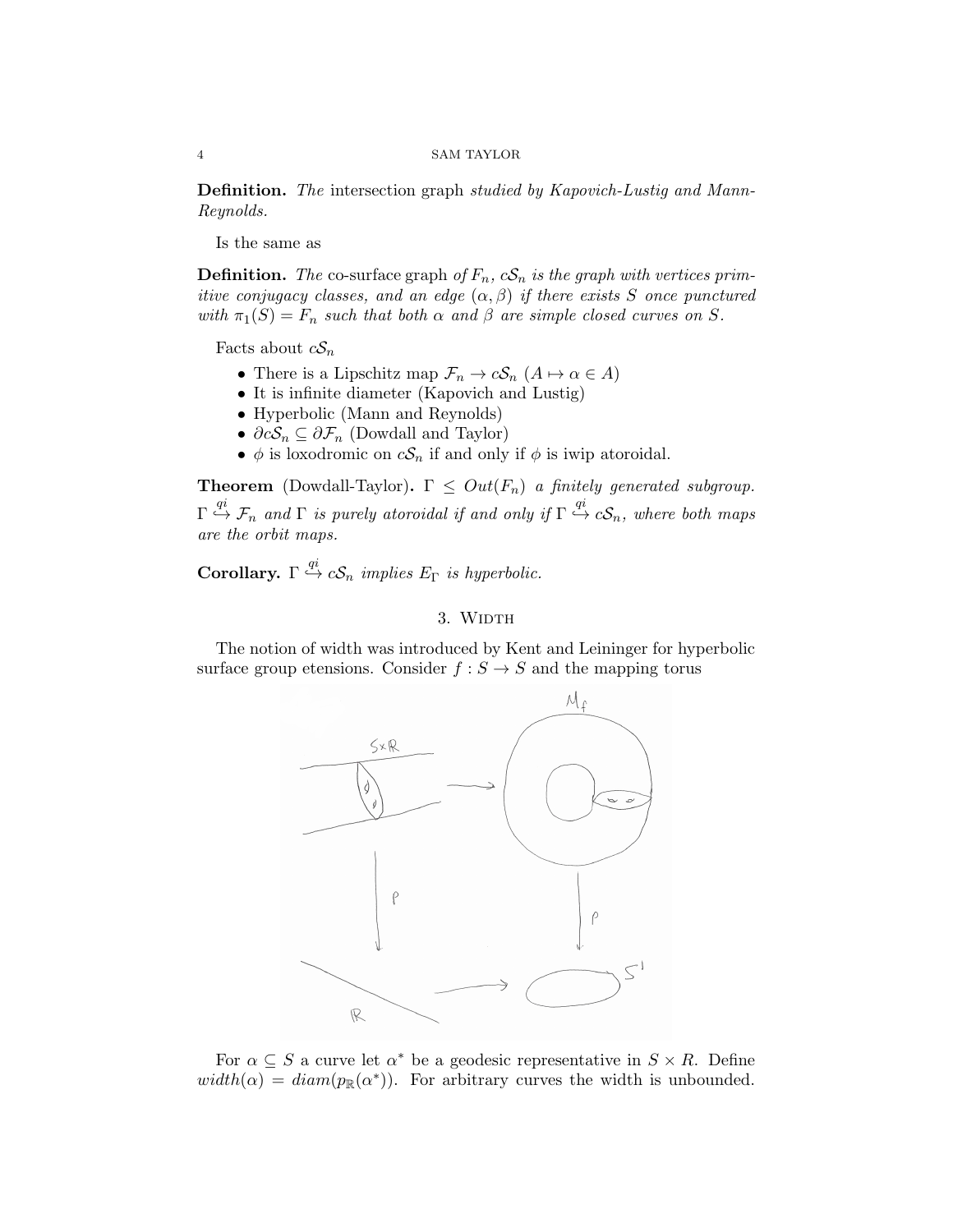**Definition.** *The* intersection graph *studied by Kapovich-Lustig and Mann-Reynolds.*

Is the same as

**Definition.** *The* co-surface graph *of $F_n$, $c\mathcal{S}_n$ is the graph with vertices primitive conjugacy classes, and an edge $(\alpha, \beta)$ if there exists $S$ once punctured with $\pi_1(S) = F_n$ such that both $\alpha$ and $\beta$ are simple closed curves on $S$.*

Facts about $c\mathcal{S}_n$

- There is a Lipschitz map $\mathcal{F}_n \to c\mathcal{S}_n$ ($A \mapsto \alpha \in A$)
- It is infinite diameter (Kapovich and Lustig)
- Hyperbolic (Mann and Reynolds)
- $\partial c\mathcal{S}_n \subseteq \partial \mathcal{F}_n$ (Dowdall and Taylor)
- $\phi$ is loxodromic on $c\mathcal{S}_n$ if and only if $\phi$ is iwip atoroidal.

**Theorem** (Dowdall-Taylor)**.** *$\Gamma \leq Out(F_n)$ a finitely generated subgroup. $\Gamma \overset{qi}{\hookrightarrow} \mathcal{F}_n$ and $\Gamma$ is purely atoroidal if and only if $\Gamma \overset{qi}{\hookrightarrow} c\mathcal{S}_n$, where both maps are the orbit maps.*

**Corollary.** *$\Gamma \overset{qi}{\hookrightarrow} c\mathcal{S}_n$ implies $E_\Gamma$ is hyperbolic.*

## 3. Width

The notion of width was introduced by Kent and Leininger for hyperbolic surface group etensions. Consider $f : S \to S$ and the mapping torus

For $\alpha \subseteq S$ a curve let $\alpha^*$ be a geodesic representative in $S \times R$. Define $width(\alpha) = diam(p_{\mathbb{R}}(\alpha^*))$. For arbitrary curves the width is unbounded.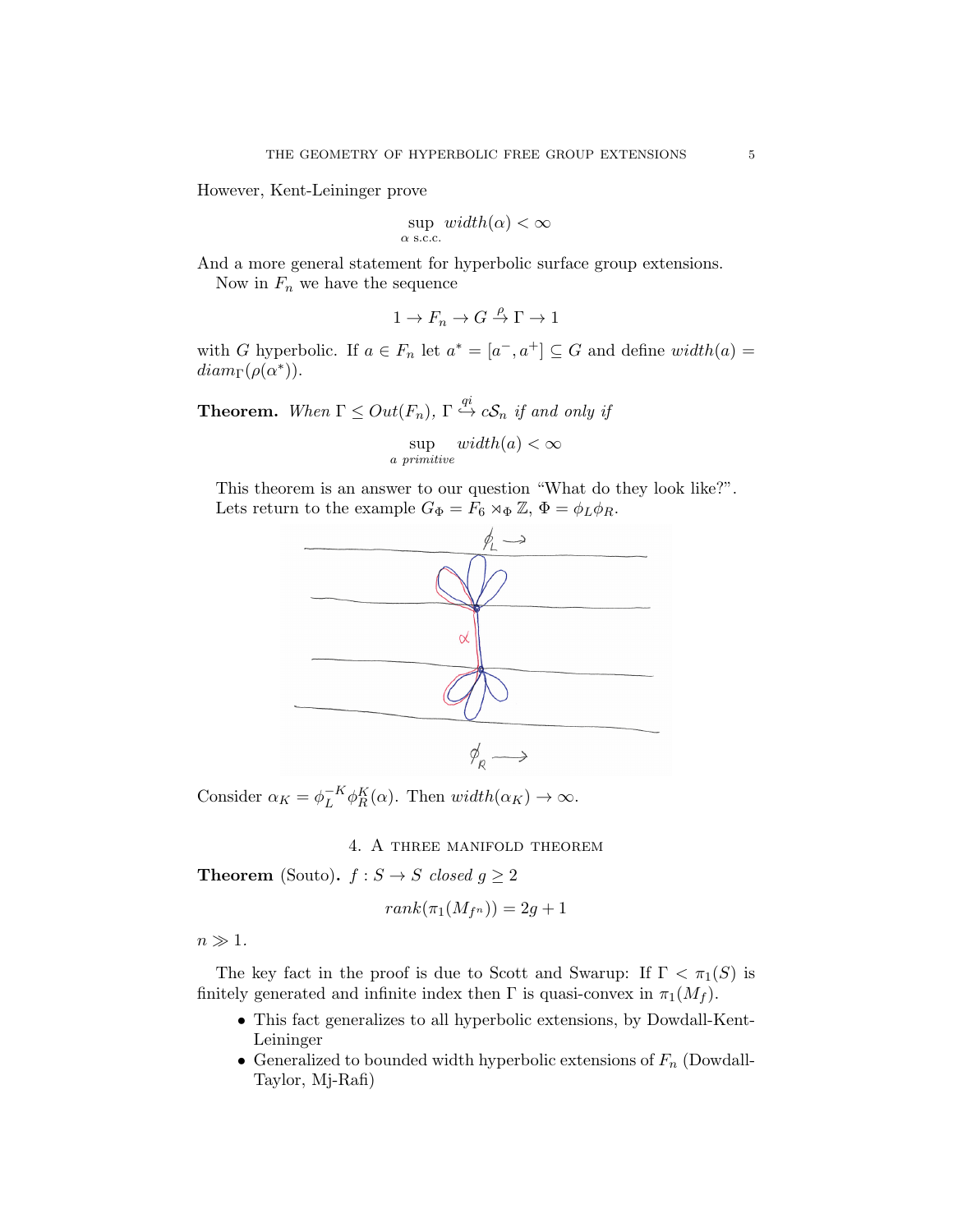However, Kent-Leininger prove

$$\sup_{\alpha \text{ s.c.c.}} width(\alpha) < \infty$$

And a more general statement for hyperbolic surface group extensions.

Now in $F_n$ we have the sequence

$$1 \to F_n \to G \xrightarrow{\rho} \Gamma \to 1$$

with $G$ hyperbolic. If $a \in F_n$ let $a^* = [a^-, a^+] \subseteq G$ and define $width(a) = diam_\Gamma(\rho(a^*))$.

**Theorem.** *When $\Gamma \leq Out(F_n)$, $\Gamma \overset{qi}{\hookrightarrow} c\mathcal{S}_n$ if and only if*

$$\sup_{a \text{ primitive}} width(a) < \infty$$

This theorem is an answer to our question "What do they look like?".

Lets return to the example $G_\Phi = F_6 \rtimes_\Phi \mathbb{Z}$, $\Phi = \phi_L \phi_R$.

Consider $\alpha_K = \phi_L^{-K} \phi_R^K(\alpha)$. Then $width(\alpha_K) \to \infty$.

## 4. A three manifold theorem

**Theorem** (Souto)**.** *$f : S \to S$ closed $g \geq 2$*

$$rank(\pi_1(M_{f^n})) = 2g + 1$$

$n \gg 1$.

The key fact in the proof is due to Scott and Swarup: If $\Gamma < \pi_1(S)$ is finitely generated and infinite index then $\Gamma$ is quasi-convex in $\pi_1(M_f)$.

- This fact generalizes to all hyperbolic extensions, by Dowdall-Kent-Leininger
- Generalized to bounded width hyperbolic extensions of $F_n$ (Dowdall-Taylor, Mj-Rafi)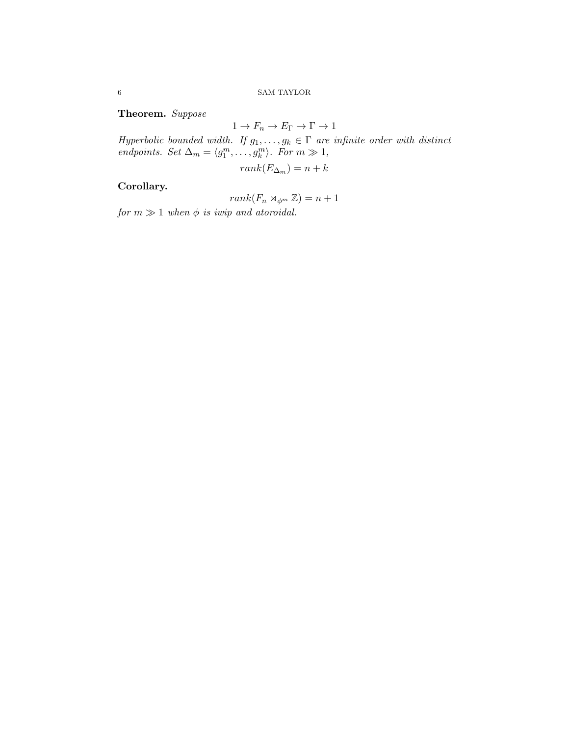**Theorem.** *Suppose*

$$1 \to F_n \to E_\Gamma \to \Gamma \to 1$$

*Hyperbolic bounded width. If $g_1, \ldots, g_k \in \Gamma$ are infinite order with distinct endpoints. Set $\Delta_m = \langle g_1^m, \ldots, g_k^m \rangle$. For $m \gg 1$,*

$$rank(E_{\Delta_m}) = n + k$$

**Corollary.**

$$rank(F_n \rtimes_{\phi^m} \mathbb{Z}) = n + 1$$

*for $m \gg 1$ when $\phi$ is iwip and atoroidal.*